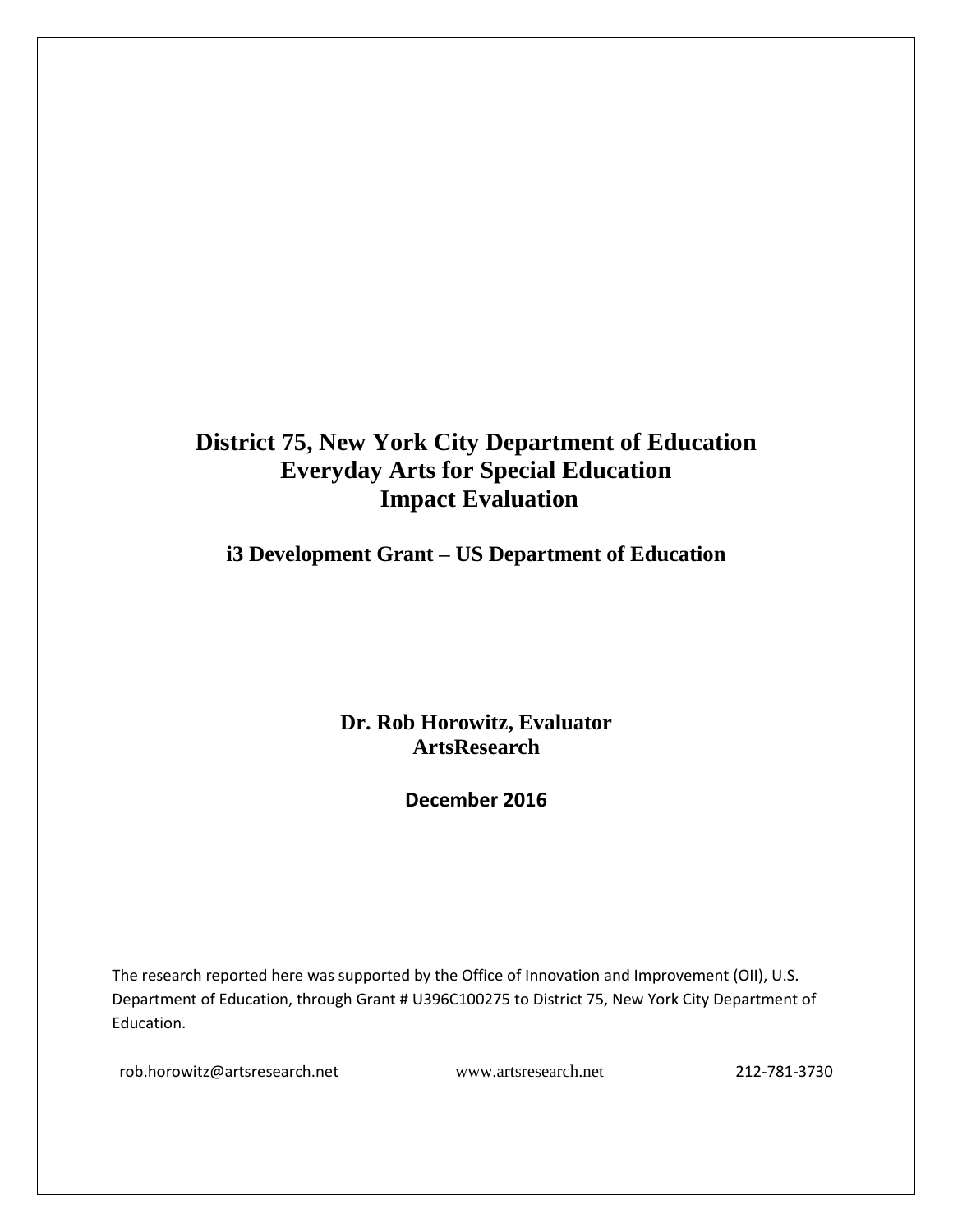# District 75, New York City Department of Education
# Everyday Arts for Special Education
# Impact Evaluation

## i3 Development Grant – US Department of Education

**Dr. Rob Horowitz, Evaluator**
**ArtsResearch**

**December 2016**

The research reported here was supported by the Office of Innovation and Improvement (OII), U.S. Department of Education, through Grant # U396C100275 to District 75, New York City Department of Education.

rob.horowitz@artsresearch.net www.artsresearch.net 212-781-3730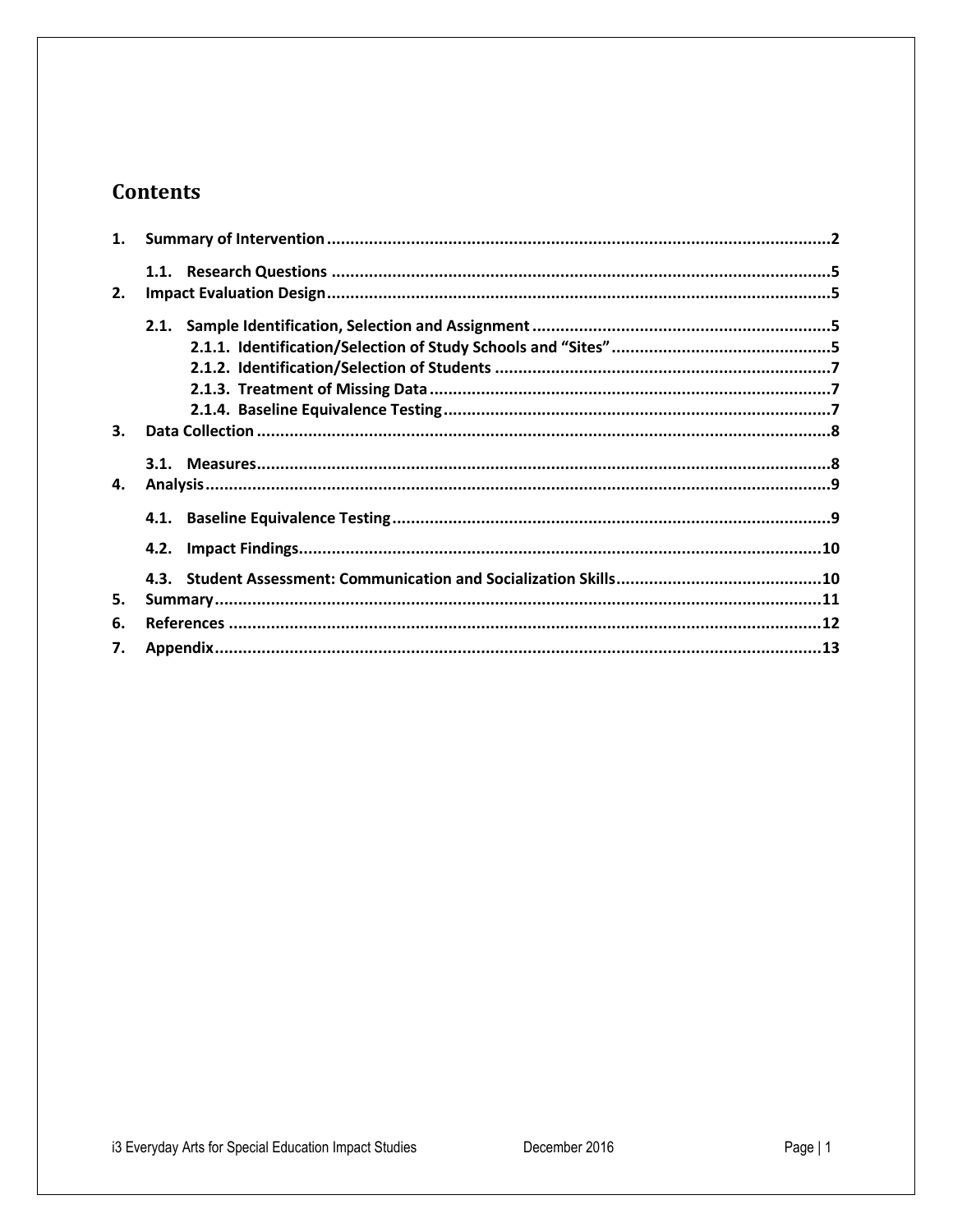# Contents

1. **Summary of Intervention** ........................................................................................................... 2
   - 1.1. **Research Questions** ........................................................................................................... 5
2. **Impact Evaluation Design** ........................................................................................................... 5
   - 2.1. **Sample Identification, Selection and Assignment** ................................................................ 5
     - 2.1.1. **Identification/Selection of Study Schools and "Sites"** .............................................. 5
     - 2.1.2. **Identification/Selection of Students** ....................................................................... 7
     - 2.1.3. **Treatment of Missing Data** ..................................................................................... 7
     - 2.1.4. **Baseline Equivalence Testing** .................................................................................. 7
3. **Data Collection** ........................................................................................................... 8
   - 3.1. **Measures** ........................................................................................................... 8
4. **Analysis** ........................................................................................................... 9
   - 4.1. **Baseline Equivalence Testing** ........................................................................................... 9
   - 4.2. **Impact Findings** ........................................................................................................... 10
   - 4.3. **Student Assessment: Communication and Socialization Skills** ........................................... 10
5. **Summary** ........................................................................................................... 11
6. **References** ........................................................................................................... 12
7. **Appendix** ........................................................................................................... 13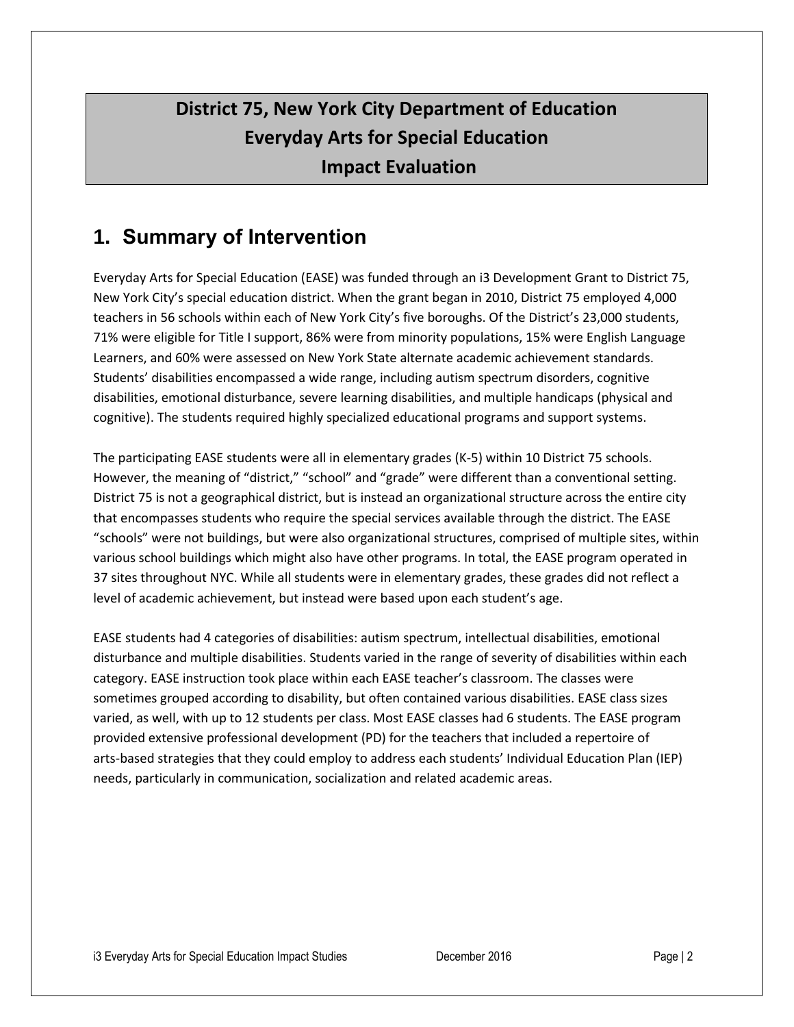# District 75, New York City Department of Education Everyday Arts for Special Education Impact Evaluation

## 1. Summary of Intervention

Everyday Arts for Special Education (EASE) was funded through an i3 Development Grant to District 75, New York City's special education district. When the grant began in 2010, District 75 employed 4,000 teachers in 56 schools within each of New York City's five boroughs. Of the District's 23,000 students, 71% were eligible for Title I support, 86% were from minority populations, 15% were English Language Learners, and 60% were assessed on New York State alternate academic achievement standards. Students' disabilities encompassed a wide range, including autism spectrum disorders, cognitive disabilities, emotional disturbance, severe learning disabilities, and multiple handicaps (physical and cognitive). The students required highly specialized educational programs and support systems.

The participating EASE students were all in elementary grades (K-5) within 10 District 75 schools. However, the meaning of "district," "school" and "grade" were different than a conventional setting. District 75 is not a geographical district, but is instead an organizational structure across the entire city that encompasses students who require the special services available through the district. The EASE "schools" were not buildings, but were also organizational structures, comprised of multiple sites, within various school buildings which might also have other programs. In total, the EASE program operated in 37 sites throughout NYC. While all students were in elementary grades, these grades did not reflect a level of academic achievement, but instead were based upon each student's age.

EASE students had 4 categories of disabilities: autism spectrum, intellectual disabilities, emotional disturbance and multiple disabilities. Students varied in the range of severity of disabilities within each category. EASE instruction took place within each EASE teacher's classroom. The classes were sometimes grouped according to disability, but often contained various disabilities. EASE class sizes varied, as well, with up to 12 students per class. Most EASE classes had 6 students. The EASE program provided extensive professional development (PD) for the teachers that included a repertoire of arts-based strategies that they could employ to address each students' Individual Education Plan (IEP) needs, particularly in communication, socialization and related academic areas.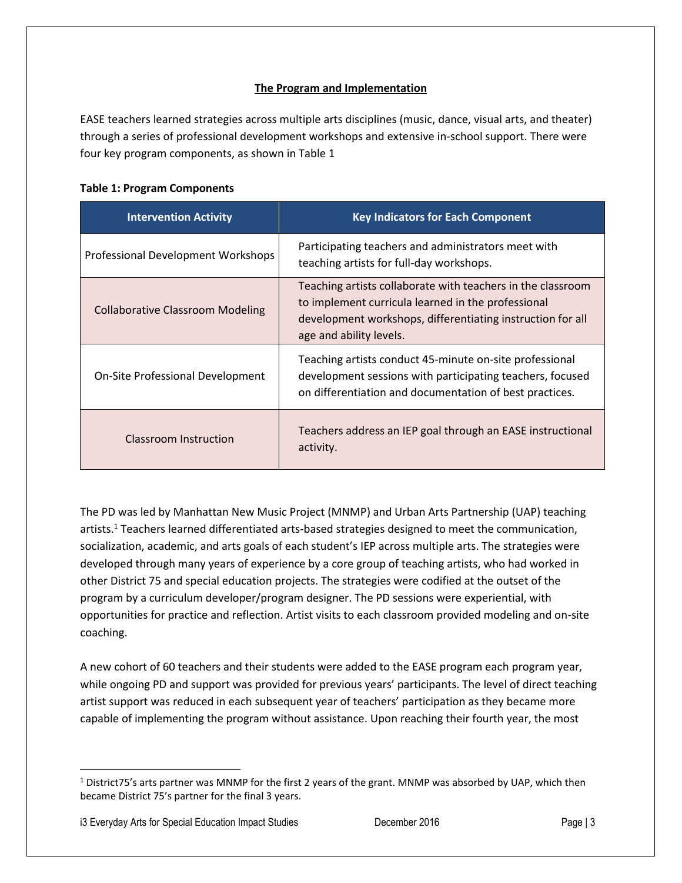## The Program and Implementation

EASE teachers learned strategies across multiple arts disciplines (music, dance, visual arts, and theater) through a series of professional development workshops and extensive in-school support. There were four key program components, as shown in Table 1

**Table 1: Program Components**

| Intervention Activity | Key Indicators for Each Component |
|---|---|
| Professional Development Workshops | Participating teachers and administrators meet with teaching artists for full-day workshops. |
| Collaborative Classroom Modeling | Teaching artists collaborate with teachers in the classroom to implement curricula learned in the professional development workshops, differentiating instruction for all age and ability levels. |
| On-Site Professional Development | Teaching artists conduct 45-minute on-site professional development sessions with participating teachers, focused on differentiation and documentation of best practices. |
| Classroom Instruction | Teachers address an IEP goal through an EASE instructional activity. |

The PD was led by Manhattan New Music Project (MNMP) and Urban Arts Partnership (UAP) teaching artists.[1] Teachers learned differentiated arts-based strategies designed to meet the communication, socialization, academic, and arts goals of each student's IEP across multiple arts. The strategies were developed through many years of experience by a core group of teaching artists, who had worked in other District 75 and special education projects. The strategies were codified at the outset of the program by a curriculum developer/program designer. The PD sessions were experiential, with opportunities for practice and reflection. Artist visits to each classroom provided modeling and on-site coaching.

A new cohort of 60 teachers and their students were added to the EASE program each program year, while ongoing PD and support was provided for previous years' participants. The level of direct teaching artist support was reduced in each subsequent year of teachers' participation as they became more capable of implementing the program without assistance. Upon reaching their fourth year, the most

[1] District75's arts partner was MNMP for the first 2 years of the grant. MNMP was absorbed by UAP, which then became District 75's partner for the final 3 years.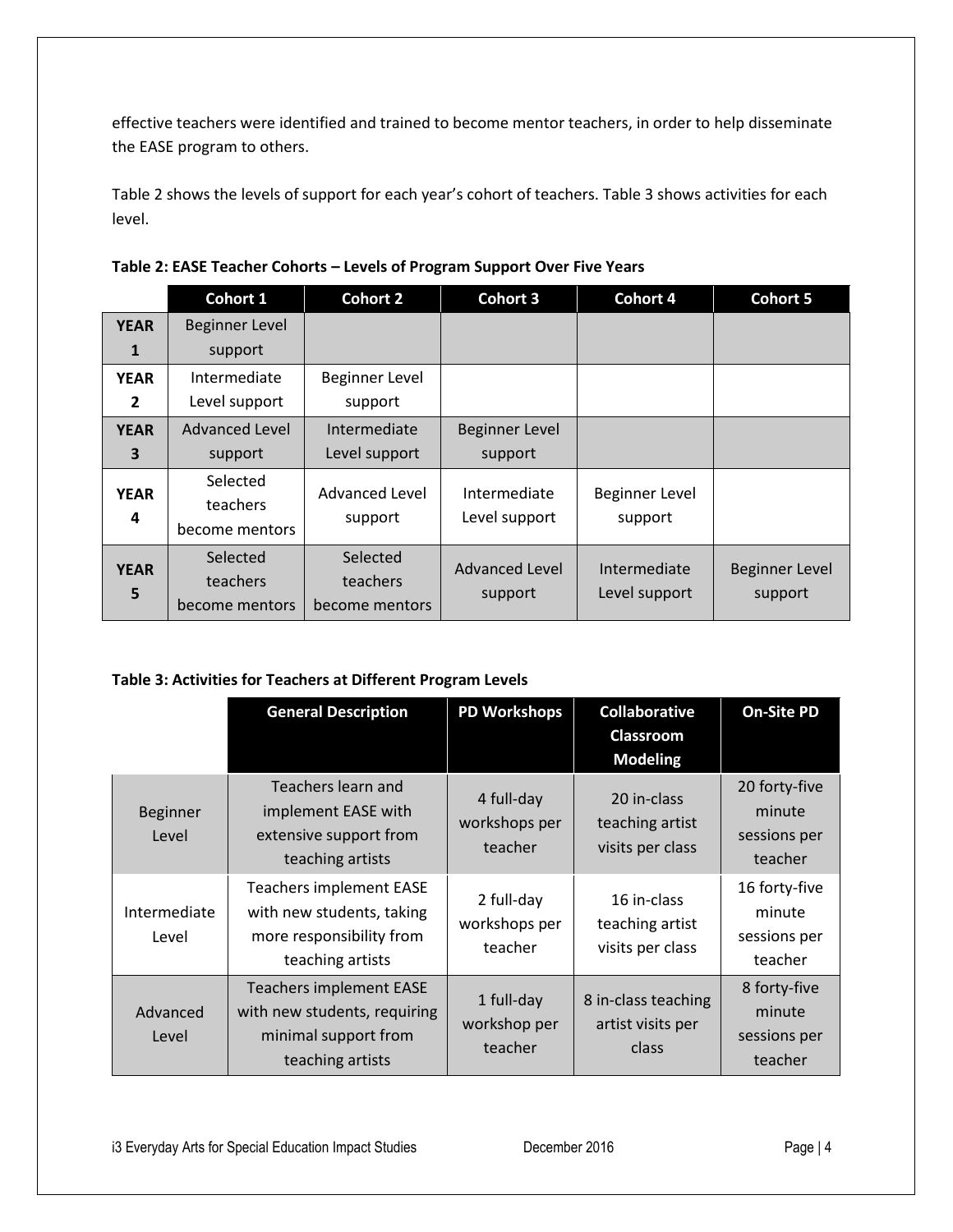effective teachers were identified and trained to become mentor teachers, in order to help disseminate the EASE program to others.

Table 2 shows the levels of support for each year's cohort of teachers. Table 3 shows activities for each level.

**Table 2: EASE Teacher Cohorts – Levels of Program Support Over Five Years**

| | Cohort 1 | Cohort 2 | Cohort 3 | Cohort 4 | Cohort 5 |
|---|---|---|---|---|---|
| **YEAR 1** | Beginner Level support | | | | |
| **YEAR 2** | Intermediate Level support | Beginner Level support | | | |
| **YEAR 3** | Advanced Level support | Intermediate Level support | Beginner Level support | | |
| **YEAR 4** | Selected teachers become mentors | Advanced Level support | Intermediate Level support | Beginner Level support | |
| **YEAR 5** | Selected teachers become mentors | Selected teachers become mentors | Advanced Level support | Intermediate Level support | Beginner Level support |

**Table 3: Activities for Teachers at Different Program Levels**

| | General Description | PD Workshops | Collaborative Classroom Modeling | On-Site PD |
|---|---|---|---|---|
| Beginner Level | Teachers learn and implement EASE with extensive support from teaching artists | 4 full-day workshops per teacher | 20 in-class teaching artist visits per class | 20 forty-five minute sessions per teacher |
| Intermediate Level | Teachers implement EASE with new students, taking more responsibility from teaching artists | 2 full-day workshops per teacher | 16 in-class teaching artist visits per class | 16 forty-five minute sessions per teacher |
| Advanced Level | Teachers implement EASE with new students, requiring minimal support from teaching artists | 1 full-day workshop per teacher | 8 in-class teaching artist visits per class | 8 forty-five minute sessions per teacher |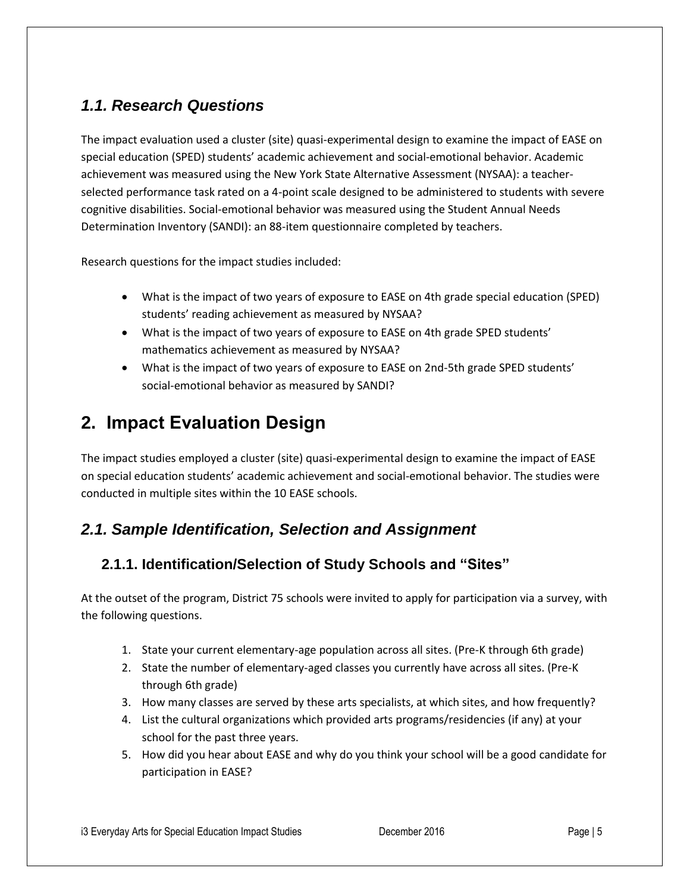### *1.1. Research Questions*

The impact evaluation used a cluster (site) quasi-experimental design to examine the impact of EASE on special education (SPED) students' academic achievement and social-emotional behavior. Academic achievement was measured using the New York State Alternative Assessment (NYSAA): a teacher-selected performance task rated on a 4-point scale designed to be administered to students with severe cognitive disabilities. Social-emotional behavior was measured using the Student Annual Needs Determination Inventory (SANDI): an 88-item questionnaire completed by teachers.

Research questions for the impact studies included:

- What is the impact of two years of exposure to EASE on 4th grade special education (SPED) students' reading achievement as measured by NYSAA?
- What is the impact of two years of exposure to EASE on 4th grade SPED students' mathematics achievement as measured by NYSAA?
- What is the impact of two years of exposure to EASE on 2nd-5th grade SPED students' social-emotional behavior as measured by SANDI?

## 2. Impact Evaluation Design

The impact studies employed a cluster (site) quasi-experimental design to examine the impact of EASE on special education students' academic achievement and social-emotional behavior. The studies were conducted in multiple sites within the 10 EASE schools.

### *2.1. Sample Identification, Selection and Assignment*

#### 2.1.1. Identification/Selection of Study Schools and "Sites"

At the outset of the program, District 75 schools were invited to apply for participation via a survey, with the following questions.

1. State your current elementary-age population across all sites. (Pre-K through 6th grade)
2. State the number of elementary-aged classes you currently have across all sites. (Pre-K through 6th grade)
3. How many classes are served by these arts specialists, at which sites, and how frequently?
4. List the cultural organizations which provided arts programs/residencies (if any) at your school for the past three years.
5. How did you hear about EASE and why do you think your school will be a good candidate for participation in EASE?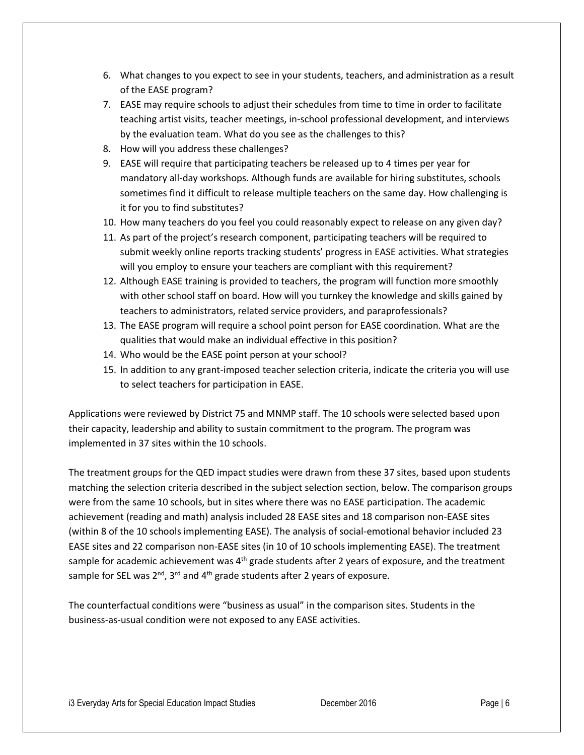6. What changes to you expect to see in your students, teachers, and administration as a result of the EASE program?
7. EASE may require schools to adjust their schedules from time to time in order to facilitate teaching artist visits, teacher meetings, in-school professional development, and interviews by the evaluation team. What do you see as the challenges to this?
8. How will you address these challenges?
9. EASE will require that participating teachers be released up to 4 times per year for mandatory all-day workshops. Although funds are available for hiring substitutes, schools sometimes find it difficult to release multiple teachers on the same day. How challenging is it for you to find substitutes?
10. How many teachers do you feel you could reasonably expect to release on any given day?
11. As part of the project's research component, participating teachers will be required to submit weekly online reports tracking students' progress in EASE activities. What strategies will you employ to ensure your teachers are compliant with this requirement?
12. Although EASE training is provided to teachers, the program will function more smoothly with other school staff on board. How will you turnkey the knowledge and skills gained by teachers to administrators, related service providers, and paraprofessionals?
13. The EASE program will require a school point person for EASE coordination. What are the qualities that would make an individual effective in this position?
14. Who would be the EASE point person at your school?
15. In addition to any grant-imposed teacher selection criteria, indicate the criteria you will use to select teachers for participation in EASE.

Applications were reviewed by District 75 and MNMP staff. The 10 schools were selected based upon their capacity, leadership and ability to sustain commitment to the program. The program was implemented in 37 sites within the 10 schools.

The treatment groups for the QED impact studies were drawn from these 37 sites, based upon students matching the selection criteria described in the subject selection section, below. The comparison groups were from the same 10 schools, but in sites where there was no EASE participation. The academic achievement (reading and math) analysis included 28 EASE sites and 18 comparison non-EASE sites (within 8 of the 10 schools implementing EASE). The analysis of social-emotional behavior included 23 EASE sites and 22 comparison non-EASE sites (in 10 of 10 schools implementing EASE). The treatment sample for academic achievement was 4th grade students after 2 years of exposure, and the treatment sample for SEL was 2nd, 3rd and 4th grade students after 2 years of exposure.

The counterfactual conditions were "business as usual" in the comparison sites. Students in the business-as-usual condition were not exposed to any EASE activities.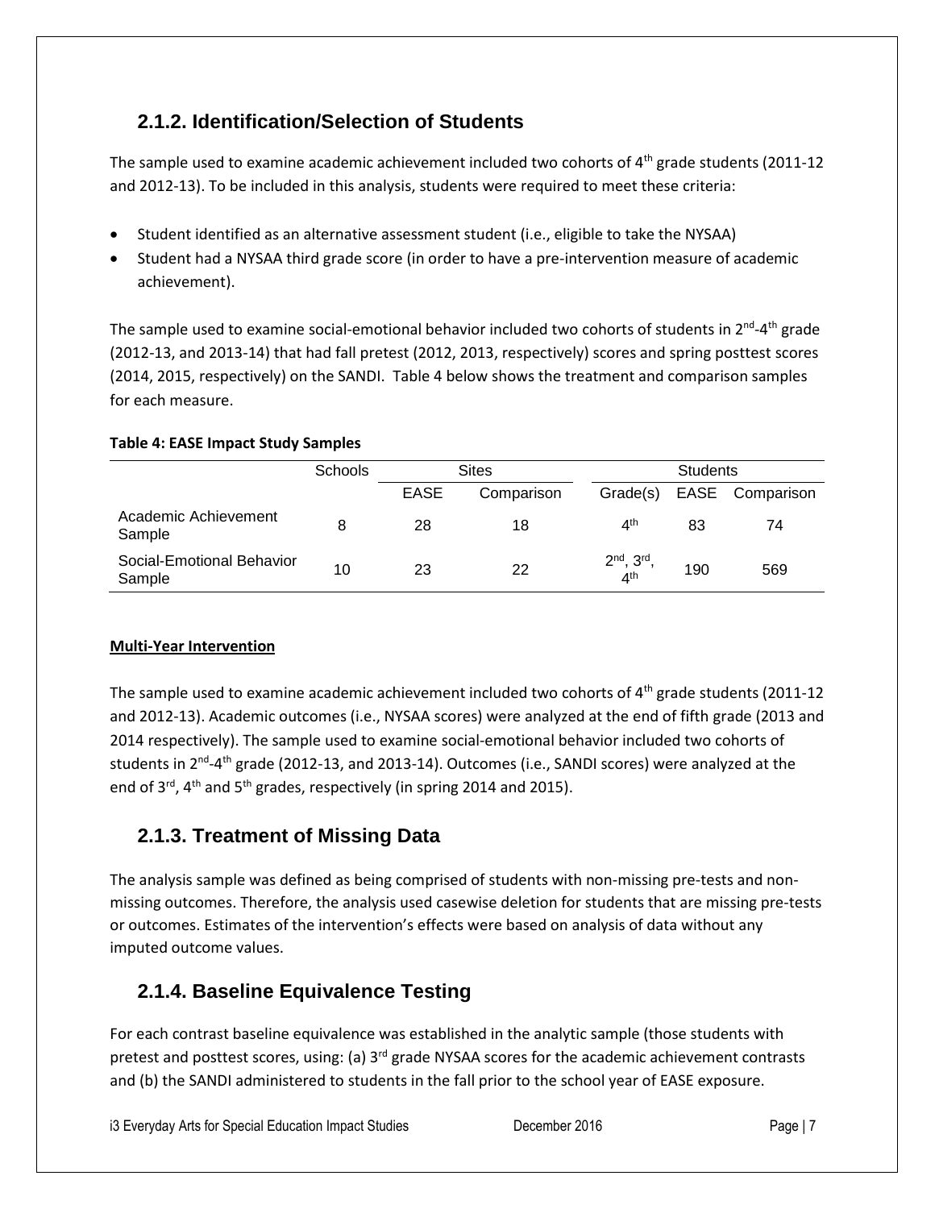## 2.1.2. Identification/Selection of Students

The sample used to examine academic achievement included two cohorts of 4th grade students (2011-12 and 2012-13). To be included in this analysis, students were required to meet these criteria:

- Student identified as an alternative assessment student (i.e., eligible to take the NYSAA)
- Student had a NYSAA third grade score (in order to have a pre-intervention measure of academic achievement).

The sample used to examine social-emotional behavior included two cohorts of students in 2nd-4th grade (2012-13, and 2013-14) that had fall pretest (2012, 2013, respectively) scores and spring posttest scores (2014, 2015, respectively) on the SANDI. Table 4 below shows the treatment and comparison samples for each measure.

**Table 4: EASE Impact Study Samples**

| | Schools | Sites | | Students | | |
|---|---|---|---|---|---|---|
| | | EASE | Comparison | Grade(s) | EASE | Comparison |
| Academic Achievement Sample | 8 | 28 | 18 | 4th | 83 | 74 |
| Social-Emotional Behavior Sample | 10 | 23 | 22 | 2nd, 3rd, 4th | 190 | 569 |

**Multi-Year Intervention**

The sample used to examine academic achievement included two cohorts of 4th grade students (2011-12 and 2012-13). Academic outcomes (i.e., NYSAA scores) were analyzed at the end of fifth grade (2013 and 2014 respectively). The sample used to examine social-emotional behavior included two cohorts of students in 2nd-4th grade (2012-13, and 2013-14). Outcomes (i.e., SANDI scores) were analyzed at the end of 3rd, 4th and 5th grades, respectively (in spring 2014 and 2015).

## 2.1.3. Treatment of Missing Data

The analysis sample was defined as being comprised of students with non-missing pre-tests and non-missing outcomes. Therefore, the analysis used casewise deletion for students that are missing pre-tests or outcomes. Estimates of the intervention's effects were based on analysis of data without any imputed outcome values.

## 2.1.4. Baseline Equivalence Testing

For each contrast baseline equivalence was established in the analytic sample (those students with pretest and posttest scores, using: (a) 3rd grade NYSAA scores for the academic achievement contrasts and (b) the SANDI administered to students in the fall prior to the school year of EASE exposure.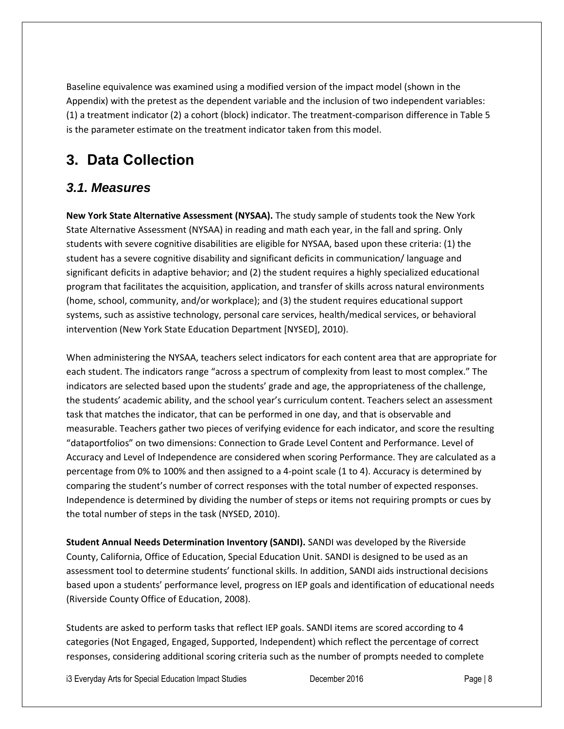Baseline equivalence was examined using a modified version of the impact model (shown in the Appendix) with the pretest as the dependent variable and the inclusion of two independent variables: (1) a treatment indicator (2) a cohort (block) indicator. The treatment-comparison difference in Table 5 is the parameter estimate on the treatment indicator taken from this model.

# 3. Data Collection

## *3.1. Measures*

**New York State Alternative Assessment (NYSAA).** The study sample of students took the New York State Alternative Assessment (NYSAA) in reading and math each year, in the fall and spring. Only students with severe cognitive disabilities are eligible for NYSAA, based upon these criteria: (1) the student has a severe cognitive disability and significant deficits in communication/ language and significant deficits in adaptive behavior; and (2) the student requires a highly specialized educational program that facilitates the acquisition, application, and transfer of skills across natural environments (home, school, community, and/or workplace); and (3) the student requires educational support systems, such as assistive technology, personal care services, health/medical services, or behavioral intervention (New York State Education Department [NYSED], 2010).

When administering the NYSAA, teachers select indicators for each content area that are appropriate for each student. The indicators range "across a spectrum of complexity from least to most complex." The indicators are selected based upon the students' grade and age, the appropriateness of the challenge, the students' academic ability, and the school year's curriculum content. Teachers select an assessment task that matches the indicator, that can be performed in one day, and that is observable and measurable. Teachers gather two pieces of verifying evidence for each indicator, and score the resulting "dataportfolios" on two dimensions: Connection to Grade Level Content and Performance. Level of Accuracy and Level of Independence are considered when scoring Performance. They are calculated as a percentage from 0% to 100% and then assigned to a 4-point scale (1 to 4). Accuracy is determined by comparing the student's number of correct responses with the total number of expected responses. Independence is determined by dividing the number of steps or items not requiring prompts or cues by the total number of steps in the task (NYSED, 2010).

**Student Annual Needs Determination Inventory (SANDI).** SANDI was developed by the Riverside County, California, Office of Education, Special Education Unit. SANDI is designed to be used as an assessment tool to determine students' functional skills. In addition, SANDI aids instructional decisions based upon a students' performance level, progress on IEP goals and identification of educational needs (Riverside County Office of Education, 2008).

Students are asked to perform tasks that reflect IEP goals. SANDI items are scored according to 4 categories (Not Engaged, Engaged, Supported, Independent) which reflect the percentage of correct responses, considering additional scoring criteria such as the number of prompts needed to complete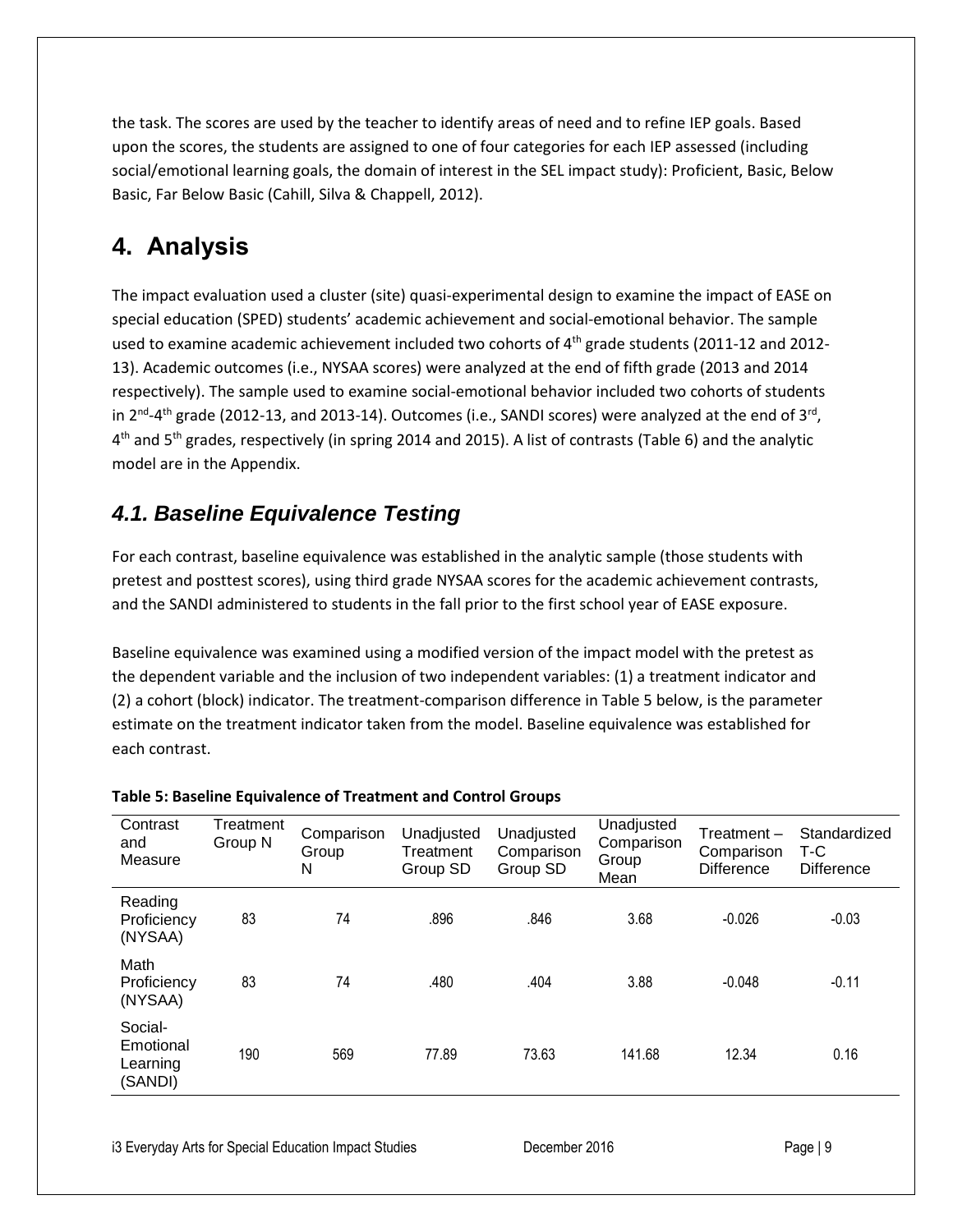the task. The scores are used by the teacher to identify areas of need and to refine IEP goals. Based upon the scores, the students are assigned to one of four categories for each IEP assessed (including social/emotional learning goals, the domain of interest in the SEL impact study): Proficient, Basic, Below Basic, Far Below Basic (Cahill, Silva & Chappell, 2012).

# 4. Analysis

The impact evaluation used a cluster (site) quasi-experimental design to examine the impact of EASE on special education (SPED) students' academic achievement and social-emotional behavior. The sample used to examine academic achievement included two cohorts of 4th grade students (2011-12 and 2012-13). Academic outcomes (i.e., NYSAA scores) were analyzed at the end of fifth grade (2013 and 2014 respectively). The sample used to examine social-emotional behavior included two cohorts of students in 2nd-4th grade (2012-13, and 2013-14). Outcomes (i.e., SANDI scores) were analyzed at the end of 3rd, 4th and 5th grades, respectively (in spring 2014 and 2015). A list of contrasts (Table 6) and the analytic model are in the Appendix.

## 4.1. Baseline Equivalence Testing

For each contrast, baseline equivalence was established in the analytic sample (those students with pretest and posttest scores), using third grade NYSAA scores for the academic achievement contrasts, and the SANDI administered to students in the fall prior to the first school year of EASE exposure.

Baseline equivalence was examined using a modified version of the impact model with the pretest as the dependent variable and the inclusion of two independent variables: (1) a treatment indicator and (2) a cohort (block) indicator. The treatment-comparison difference in Table 5 below, is the parameter estimate on the treatment indicator taken from the model. Baseline equivalence was established for each contrast.

**Table 5: Baseline Equivalence of Treatment and Control Groups**

| Contrast and Measure | Treatment Group N | Comparison Group N | Unadjusted Treatment Group SD | Unadjusted Comparison Group SD | Unadjusted Comparison Group Mean | Treatment – Comparison Difference | Standardized T-C Difference |
|---|---|---|---|---|---|---|---|
| Reading Proficiency (NYSAA) | 83 | 74 | .896 | .846 | 3.68 | -0.026 | -0.03 |
| Math Proficiency (NYSAA) | 83 | 74 | .480 | .404 | 3.88 | -0.048 | -0.11 |
| Social-Emotional Learning (SANDI) | 190 | 569 | 77.89 | 73.63 | 141.68 | 12.34 | 0.16 |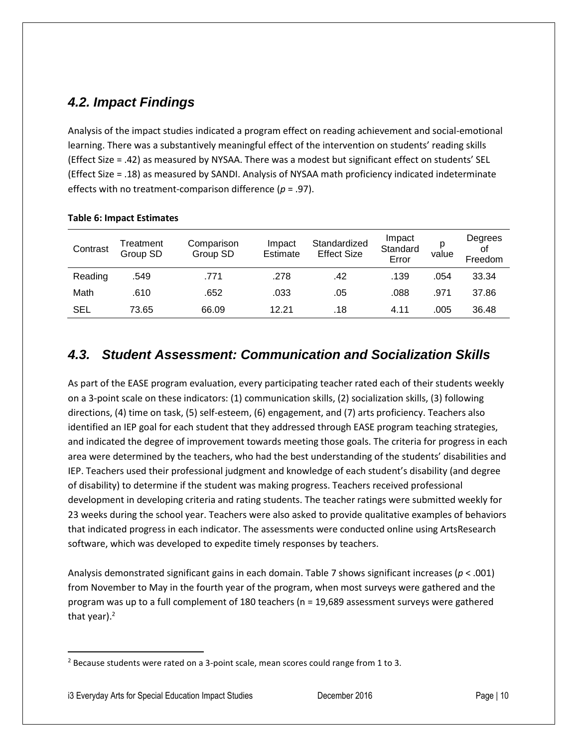### *4.2. Impact Findings*

Analysis of the impact studies indicated a program effect on reading achievement and social-emotional learning. There was a substantively meaningful effect of the intervention on students' reading skills (Effect Size = .42) as measured by NYSAA. There was a modest but significant effect on students' SEL (Effect Size = .18) as measured by SANDI. Analysis of NYSAA math proficiency indicated indeterminate effects with no treatment-comparison difference ($p$ = .97).

**Table 6: Impact Estimates**

| Contrast | Treatment Group SD | Comparison Group SD | Impact Estimate | Standardized Effect Size | Impact Standard Error | p value | Degrees of Freedom |
|---|---|---|---|---|---|---|---|
| Reading | .549 | .771 | .278 | .42 | .139 | .054 | 33.34 |
| Math | .610 | .652 | .033 | .05 | .088 | .971 | 37.86 |
| SEL | 73.65 | 66.09 | 12.21 | .18 | 4.11 | .005 | 36.48 |

### *4.3. Student Assessment: Communication and Socialization Skills*

As part of the EASE program evaluation, every participating teacher rated each of their students weekly on a 3-point scale on these indicators: (1) communication skills, (2) socialization skills, (3) following directions, (4) time on task, (5) self-esteem, (6) engagement, and (7) arts proficiency. Teachers also identified an IEP goal for each student that they addressed through EASE program teaching strategies, and indicated the degree of improvement towards meeting those goals. The criteria for progress in each area were determined by the teachers, who had the best understanding of the students' disabilities and IEP. Teachers used their professional judgment and knowledge of each student's disability (and degree of disability) to determine if the student was making progress. Teachers received professional development in developing criteria and rating students. The teacher ratings were submitted weekly for 23 weeks during the school year. Teachers were also asked to provide qualitative examples of behaviors that indicated progress in each indicator. The assessments were conducted online using ArtsResearch software, which was developed to expedite timely responses by teachers.

Analysis demonstrated significant gains in each domain. Table 7 shows significant increases ($p < .001$) from November to May in the fourth year of the program, when most surveys were gathered and the program was up to a full complement of 180 teachers (n = 19,689 assessment surveys were gathered that year).[2]

[2] Because students were rated on a 3-point scale, mean scores could range from 1 to 3.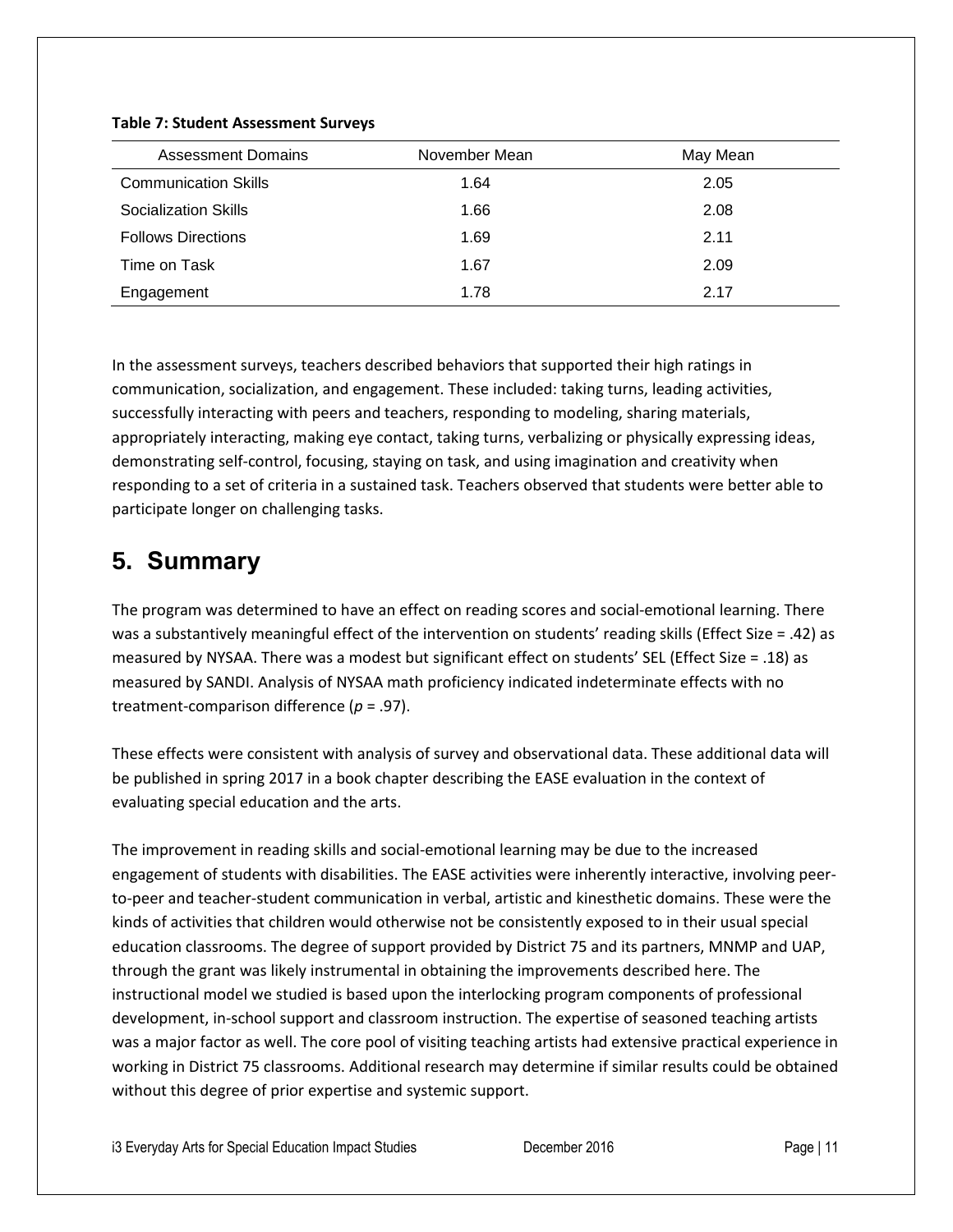**Table 7: Student Assessment Surveys**

| Assessment Domains | November Mean | May Mean |
|---|---|---|
| Communication Skills | 1.64 | 2.05 |
| Socialization Skills | 1.66 | 2.08 |
| Follows Directions | 1.69 | 2.11 |
| Time on Task | 1.67 | 2.09 |
| Engagement | 1.78 | 2.17 |

In the assessment surveys, teachers described behaviors that supported their high ratings in communication, socialization, and engagement. These included: taking turns, leading activities, successfully interacting with peers and teachers, responding to modeling, sharing materials, appropriately interacting, making eye contact, taking turns, verbalizing or physically expressing ideas, demonstrating self-control, focusing, staying on task, and using imagination and creativity when responding to a set of criteria in a sustained task. Teachers observed that students were better able to participate longer on challenging tasks.

## 5. Summary

The program was determined to have an effect on reading scores and social-emotional learning. There was a substantively meaningful effect of the intervention on students' reading skills (Effect Size = .42) as measured by NYSAA. There was a modest but significant effect on students' SEL (Effect Size = .18) as measured by SANDI. Analysis of NYSAA math proficiency indicated indeterminate effects with no treatment-comparison difference ($p$ = .97).

These effects were consistent with analysis of survey and observational data. These additional data will be published in spring 2017 in a book chapter describing the EASE evaluation in the context of evaluating special education and the arts.

The improvement in reading skills and social-emotional learning may be due to the increased engagement of students with disabilities. The EASE activities were inherently interactive, involving peer-to-peer and teacher-student communication in verbal, artistic and kinesthetic domains. These were the kinds of activities that children would otherwise not be consistently exposed to in their usual special education classrooms. The degree of support provided by District 75 and its partners, MNMP and UAP, through the grant was likely instrumental in obtaining the improvements described here. The instructional model we studied is based upon the interlocking program components of professional development, in-school support and classroom instruction. The expertise of seasoned teaching artists was a major factor as well. The core pool of visiting teaching artists had extensive practical experience in working in District 75 classrooms. Additional research may determine if similar results could be obtained without this degree of prior expertise and systemic support.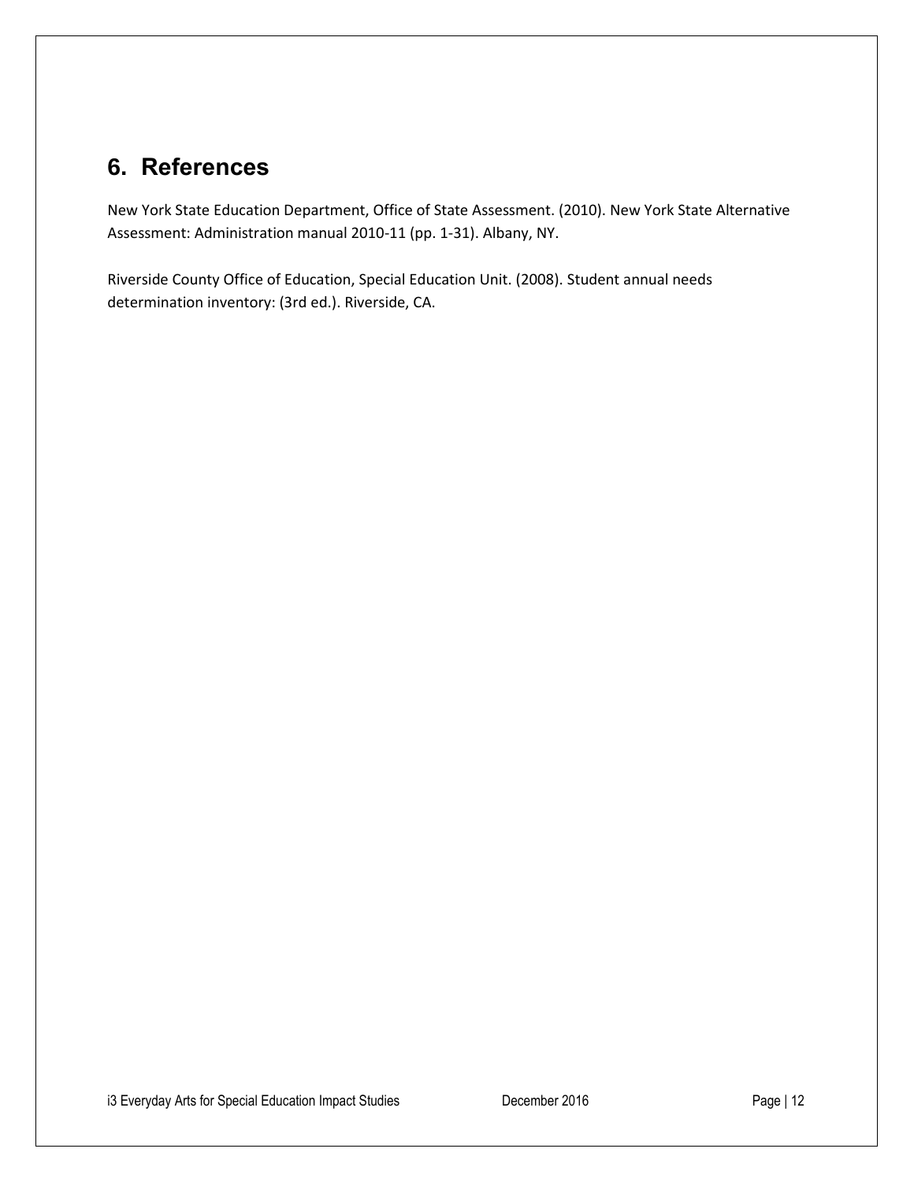## 6. References

New York State Education Department, Office of State Assessment. (2010). New York State Alternative Assessment: Administration manual 2010-11 (pp. 1-31). Albany, NY.

Riverside County Office of Education, Special Education Unit. (2008). Student annual needs determination inventory: (3rd ed.). Riverside, CA.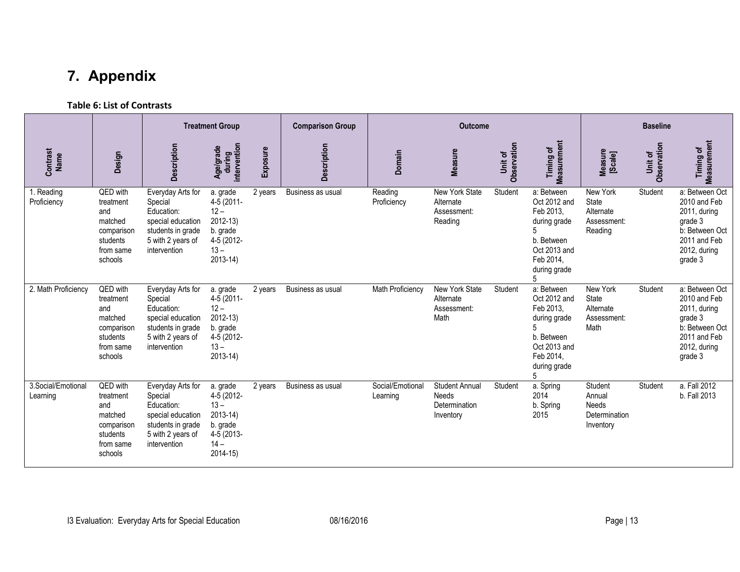# 7. Appendix

**Table 6: List of Contrasts**

| | | Treatment Group | | | Comparison Group | Outcome | | | | Baseline | | |
|---|---|---|---|---|---|---|---|---|---|---|---|---|
| Contrast Name | Design | Description | Age/grade during intervention | Exposure | Description | Domain | Measure | Unit of Observation | Timing of Measurement | Measure [Scale] | Unit of Observation | Timing of Measurement |
| 1. Reading Proficiency | QED with treatment and matched comparison students from same schools | Everyday Arts for Special Education: special education students in grade 5 with 2 years of intervention | a. grade 4-5 (2011-12 – 2012-13) b. grade 4-5 (2012-13 – 2013-14) | 2 years | Business as usual | Reading Proficiency | New York State Alternate Assessment: Reading | Student | a: Between Oct 2012 and Feb 2013, during grade 5 b. Between Oct 2013 and Feb 2014, during grade 5 | New York State Alternate Assessment: Reading | Student | a: Between Oct 2010 and Feb 2011, during grade 3 b: Between Oct 2011 and Feb 2012, during grade 3 |
| 2. Math Proficiency | QED with treatment and matched comparison students from same schools | Everyday Arts for Special Education: special education students in grade 5 with 2 years of intervention | a. grade 4-5 (2011-12 – 2012-13) b. grade 4-5 (2012-13 – 2013-14) | 2 years | Business as usual | Math Proficiency | New York State Alternate Assessment: Math | Student | a: Between Oct 2012 and Feb 2013, during grade 5 b. Between Oct 2013 and Feb 2014, during grade 5 | New York State Alternate Assessment: Math | Student | a: Between Oct 2010 and Feb 2011, during grade 3 b: Between Oct 2011 and Feb 2012, during grade 3 |
| 3.Social/Emotional Learning | QED with treatment and matched comparison students from same schools | Everyday Arts for Special Education: special education students in grade 5 with 2 years of intervention | a. grade 4-5 (2012-13 – 2013-14) b. grade 4-5 (2013-14 – 2014-15) | 2 years | Business as usual | Social/Emotional Learning | Student Annual Needs Determination Inventory | Student | a. Spring 2014 b. Spring 2015 | Student Annual Needs Determination Inventory | Student | a. Fall 2012 b. Fall 2013 |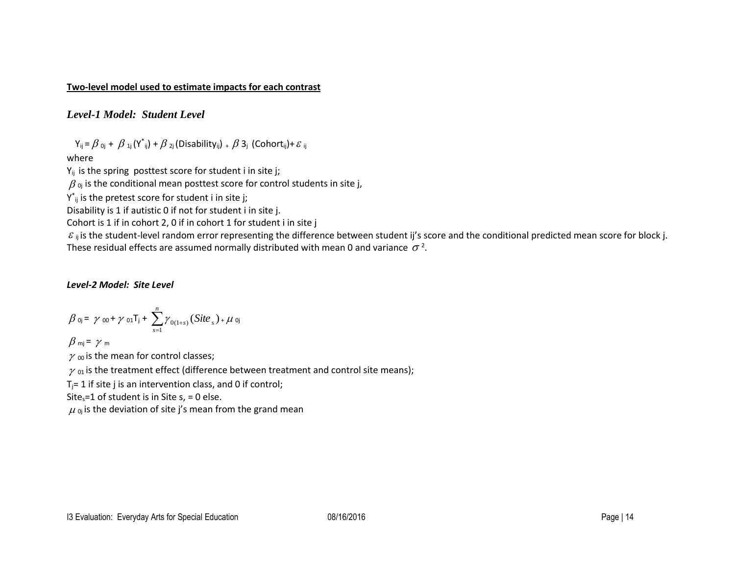**Two-level model used to estimate impacts for each contrast**

## *Level-1 Model: Student Level*

$Y_{ij} = \beta_{0j} + \beta_{1j}(Y^*_{ij}) + \beta_{2j}(\text{Disability}_{ij}) + \beta 3_j \ (\text{Cohort}_{ij}) + \varepsilon_{ij}$

where

$Y_{ij}$ is the spring posttest score for student i in site j;

$\beta_{0j}$ is the conditional mean posttest score for control students in site j,

$Y^*_{ij}$ is the pretest score for student i in site j;

Disability is 1 if autistic 0 if not for student i in site j.

Cohort is 1 if in cohort 2, 0 if in cohort 1 for student i in site j

$\varepsilon_{ij}$ is the student-level random error representing the difference between student ij's score and the conditional predicted mean score for block j. These residual effects are assumed normally distributed with mean 0 and variance $\sigma^2$.

### *Level-2 Model: Site Level*

$$\beta_{0j} = \gamma_{00} + \gamma_{01}T_j + \sum_{s=1}^{n} \gamma_{0(1+s)}(Site_s) + \mu_{0j}$$

$\beta_{mj} = \gamma_m$

$\gamma_{00}$ is the mean for control classes;

$\gamma_{01}$ is the treatment effect (difference between treatment and control site means);

$T_j$= 1 if site j is an intervention class, and 0 if control;

$Site_s$=1 of student is in Site s, = 0 else.

$\mu_{0j}$ is the deviation of site j's mean from the grand mean